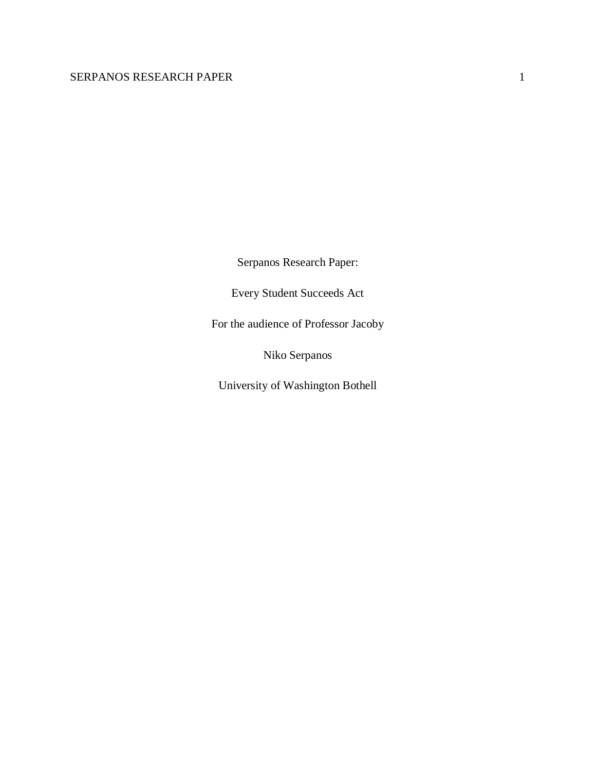Serpanos Research Paper:

Every Student Succeeds Act

For the audience of Professor Jacoby

Niko Serpanos

University of Washington Bothell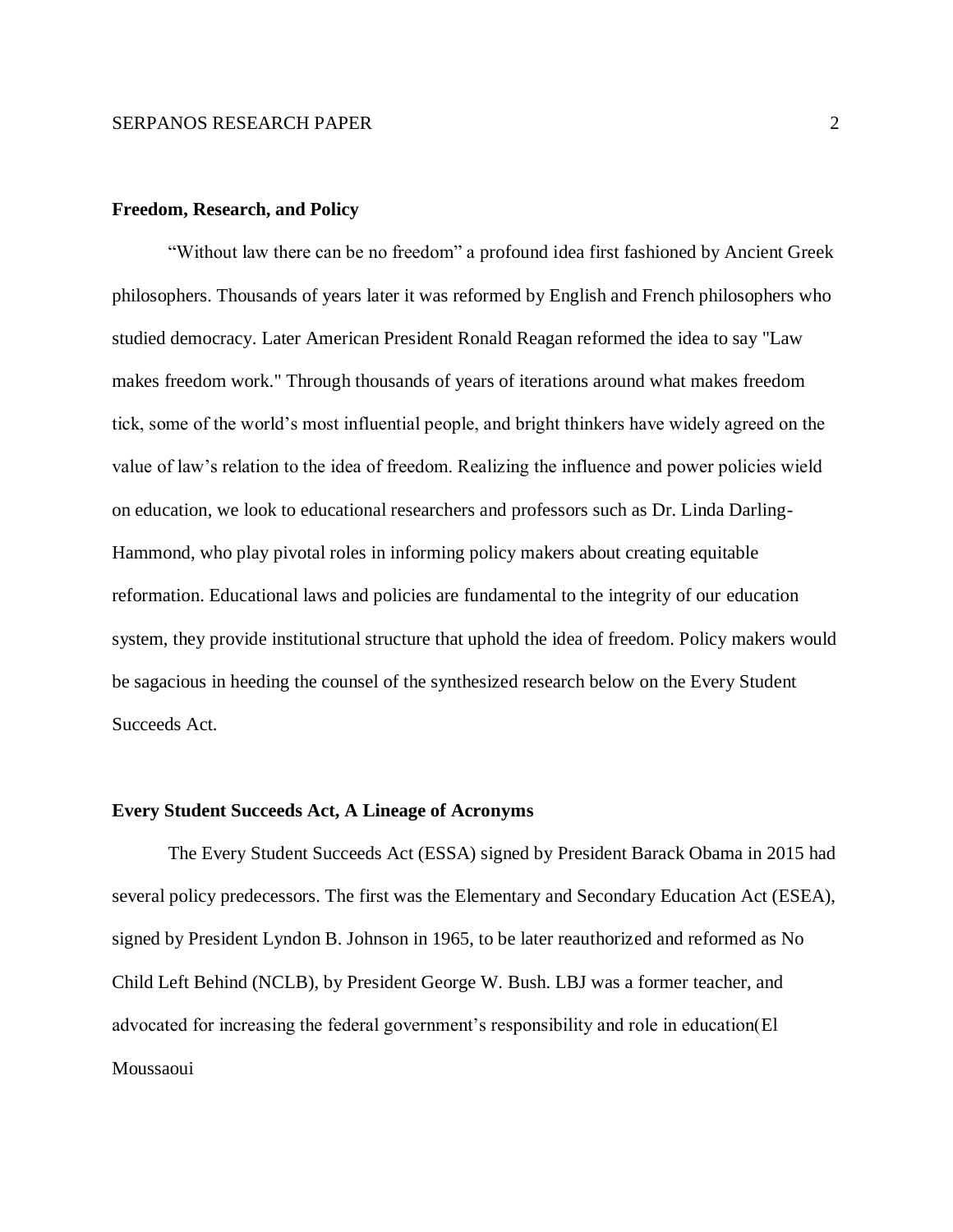**Freedom, Research, and Policy**

"Without law there can be no freedom" a profound idea first fashioned by Ancient Greek philosophers. Thousands of years later it was reformed by English and French philosophers who studied democracy. Later American President Ronald Reagan reformed the idea to say "Law makes freedom work." Through thousands of years of iterations around what makes freedom tick, some of the world's most influential people, and bright thinkers have widely agreed on the value of law's relation to the idea of freedom. Realizing the influence and power policies wield on education, we look to educational researchers and professors such as Dr. Linda Darling-Hammond, who play pivotal roles in informing policy makers about creating equitable reformation. Educational laws and policies are fundamental to the integrity of our education system, they provide institutional structure that uphold the idea of freedom. Policy makers would be sagacious in heeding the counsel of the synthesized research below on the Every Student Succeeds Act.

**Every Student Succeeds Act, A Lineage of Acronyms**

The Every Student Succeeds Act (ESSA) signed by President Barack Obama in 2015 had several policy predecessors. The first was the Elementary and Secondary Education Act (ESEA), signed by President Lyndon B. Johnson in 1965, to be later reauthorized and reformed as No Child Left Behind (NCLB), by President George W. Bush. LBJ was a former teacher, and advocated for increasing the federal government's responsibility and role in education(El Moussaoui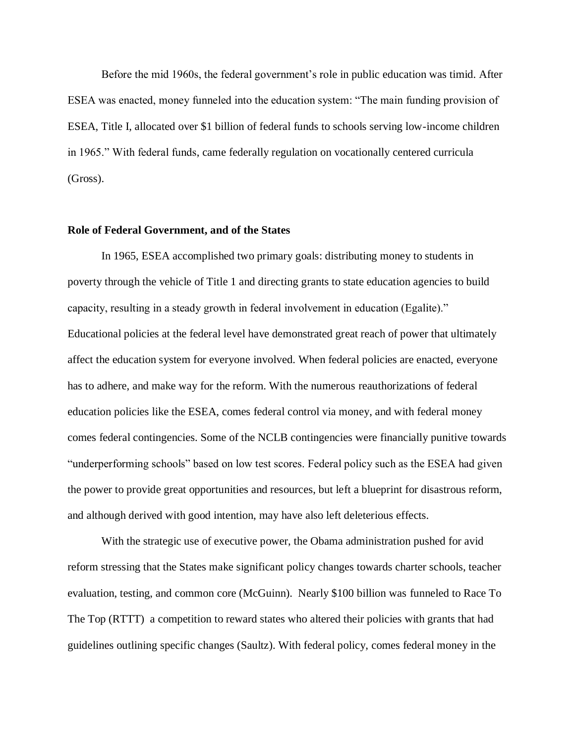Before the mid 1960s, the federal government's role in public education was timid. After ESEA was enacted, money funneled into the education system: "The main funding provision of ESEA, Title I, allocated over $1 billion of federal funds to schools serving low-income children in 1965." With federal funds, came federally regulation on vocationally centered curricula (Gross).

**Role of Federal Government, and of the States**

In 1965, ESEA accomplished two primary goals: distributing money to students in poverty through the vehicle of Title 1 and directing grants to state education agencies to build capacity, resulting in a steady growth in federal involvement in education (Egalite)." Educational policies at the federal level have demonstrated great reach of power that ultimately affect the education system for everyone involved. When federal policies are enacted, everyone has to adhere, and make way for the reform. With the numerous reauthorizations of federal education policies like the ESEA, comes federal control via money, and with federal money comes federal contingencies. Some of the NCLB contingencies were financially punitive towards "underperforming schools" based on low test scores. Federal policy such as the ESEA had given the power to provide great opportunities and resources, but left a blueprint for disastrous reform, and although derived with good intention, may have also left deleterious effects.

With the strategic use of executive power, the Obama administration pushed for avid reform stressing that the States make significant policy changes towards charter schools, teacher evaluation, testing, and common core (McGuinn). Nearly $100 billion was funneled to Race To The Top (RTTT) a competition to reward states who altered their policies with grants that had guidelines outlining specific changes (Saultz). With federal policy, comes federal money in the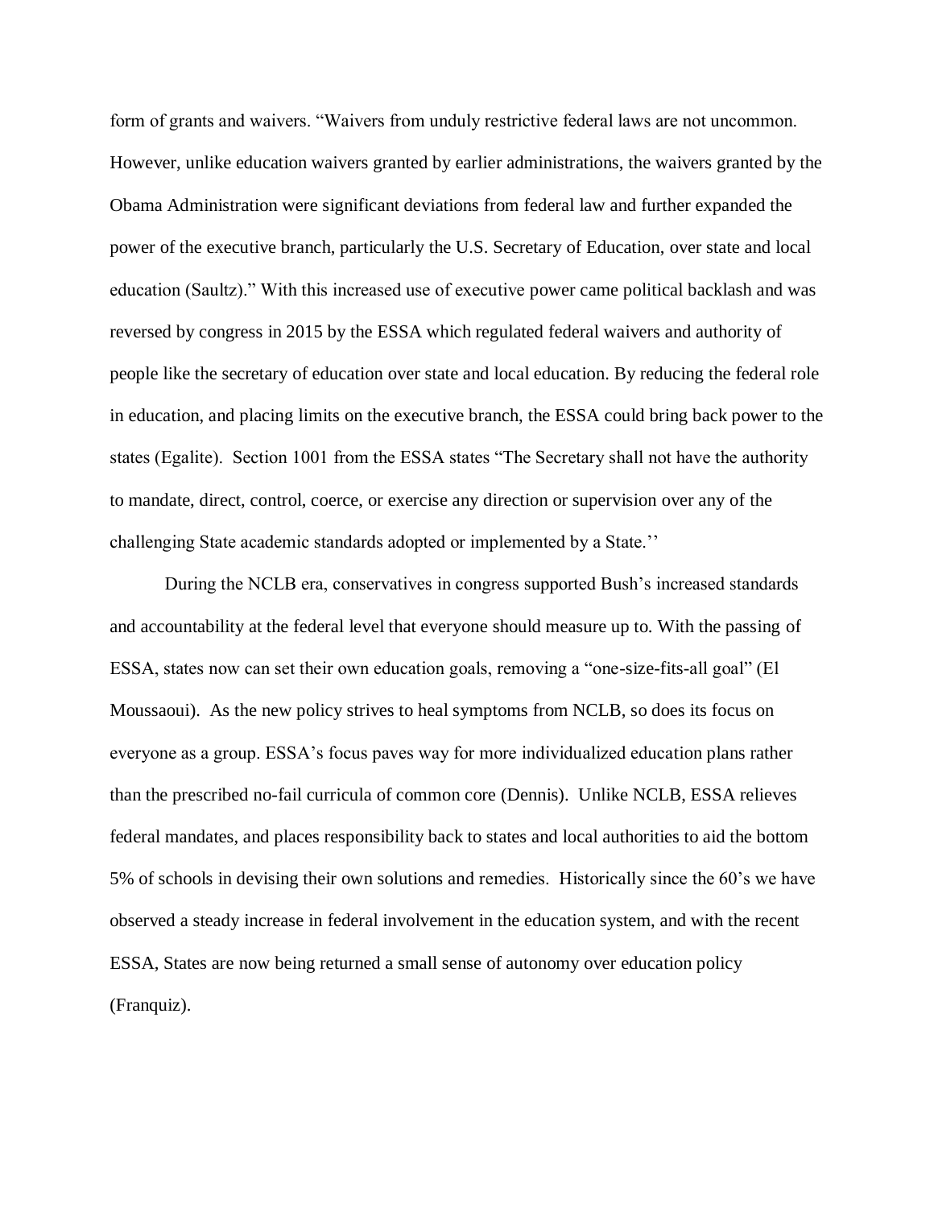form of grants and waivers. "Waivers from unduly restrictive federal laws are not uncommon. However, unlike education waivers granted by earlier administrations, the waivers granted by the Obama Administration were significant deviations from federal law and further expanded the power of the executive branch, particularly the U.S. Secretary of Education, over state and local education (Saultz)." With this increased use of executive power came political backlash and was reversed by congress in 2015 by the ESSA which regulated federal waivers and authority of people like the secretary of education over state and local education. By reducing the federal role in education, and placing limits on the executive branch, the ESSA could bring back power to the states (Egalite). Section 1001 from the ESSA states "The Secretary shall not have the authority to mandate, direct, control, coerce, or exercise any direction or supervision over any of the challenging State academic standards adopted or implemented by a State.''

During the NCLB era, conservatives in congress supported Bush's increased standards and accountability at the federal level that everyone should measure up to. With the passing of ESSA, states now can set their own education goals, removing a "one-size-fits-all goal" (El Moussaoui). As the new policy strives to heal symptoms from NCLB, so does its focus on everyone as a group. ESSA's focus paves way for more individualized education plans rather than the prescribed no-fail curricula of common core (Dennis). Unlike NCLB, ESSA relieves federal mandates, and places responsibility back to states and local authorities to aid the bottom 5% of schools in devising their own solutions and remedies. Historically since the 60's we have observed a steady increase in federal involvement in the education system, and with the recent ESSA, States are now being returned a small sense of autonomy over education policy (Franquiz).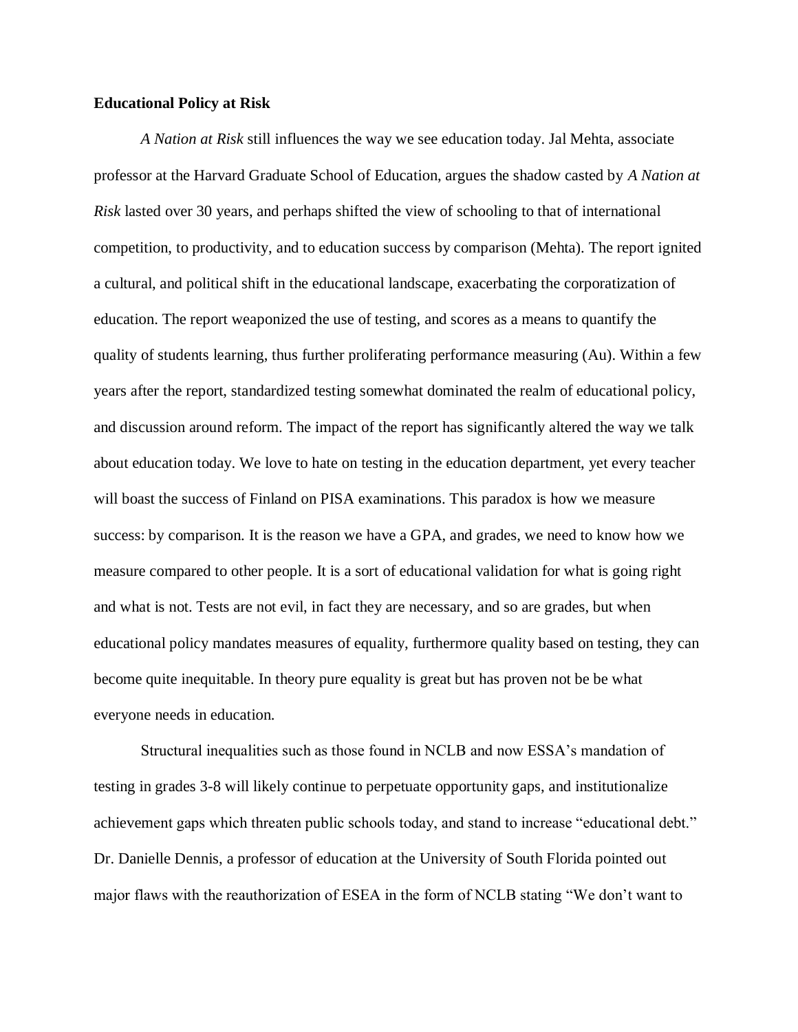**Educational Policy at Risk**

*A Nation at Risk* still influences the way we see education today. Jal Mehta, associate professor at the Harvard Graduate School of Education, argues the shadow casted by *A Nation at Risk* lasted over 30 years, and perhaps shifted the view of schooling to that of international competition, to productivity, and to education success by comparison (Mehta). The report ignited a cultural, and political shift in the educational landscape, exacerbating the corporatization of education. The report weaponized the use of testing, and scores as a means to quantify the quality of students learning, thus further proliferating performance measuring (Au). Within a few years after the report, standardized testing somewhat dominated the realm of educational policy, and discussion around reform. The impact of the report has significantly altered the way we talk about education today. We love to hate on testing in the education department, yet every teacher will boast the success of Finland on PISA examinations. This paradox is how we measure success: by comparison. It is the reason we have a GPA, and grades, we need to know how we measure compared to other people. It is a sort of educational validation for what is going right and what is not. Tests are not evil, in fact they are necessary, and so are grades, but when educational policy mandates measures of equality, furthermore quality based on testing, they can become quite inequitable. In theory pure equality is great but has proven not be be what everyone needs in education.

Structural inequalities such as those found in NCLB and now ESSA's mandation of testing in grades 3-8 will likely continue to perpetuate opportunity gaps, and institutionalize achievement gaps which threaten public schools today, and stand to increase "educational debt." Dr. Danielle Dennis, a professor of education at the University of South Florida pointed out major flaws with the reauthorization of ESEA in the form of NCLB stating "We don't want to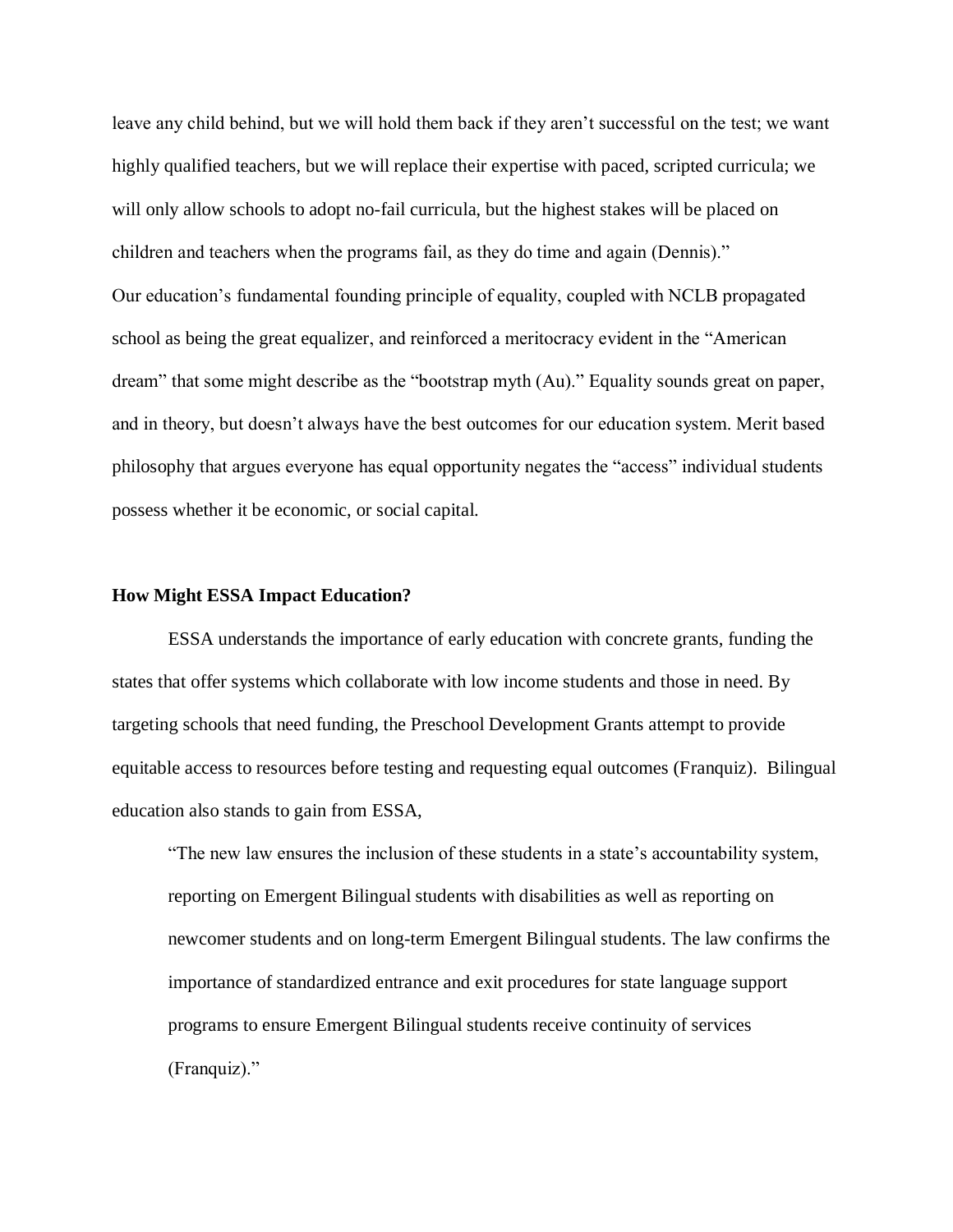leave any child behind, but we will hold them back if they aren't successful on the test; we want highly qualified teachers, but we will replace their expertise with paced, scripted curricula; we will only allow schools to adopt no-fail curricula, but the highest stakes will be placed on children and teachers when the programs fail, as they do time and again (Dennis)."

Our education's fundamental founding principle of equality, coupled with NCLB propagated school as being the great equalizer, and reinforced a meritocracy evident in the "American dream" that some might describe as the "bootstrap myth (Au)." Equality sounds great on paper, and in theory, but doesn't always have the best outcomes for our education system. Merit based philosophy that argues everyone has equal opportunity negates the "access" individual students possess whether it be economic, or social capital.

**How Might ESSA Impact Education?**

ESSA understands the importance of early education with concrete grants, funding the states that offer systems which collaborate with low income students and those in need. By targeting schools that need funding, the Preschool Development Grants attempt to provide equitable access to resources before testing and requesting equal outcomes (Franquiz). Bilingual education also stands to gain from ESSA,

> "The new law ensures the inclusion of these students in a state's accountability system, reporting on Emergent Bilingual students with disabilities as well as reporting on newcomer students and on long-term Emergent Bilingual students. The law confirms the importance of standardized entrance and exit procedures for state language support programs to ensure Emergent Bilingual students receive continuity of services (Franquiz)."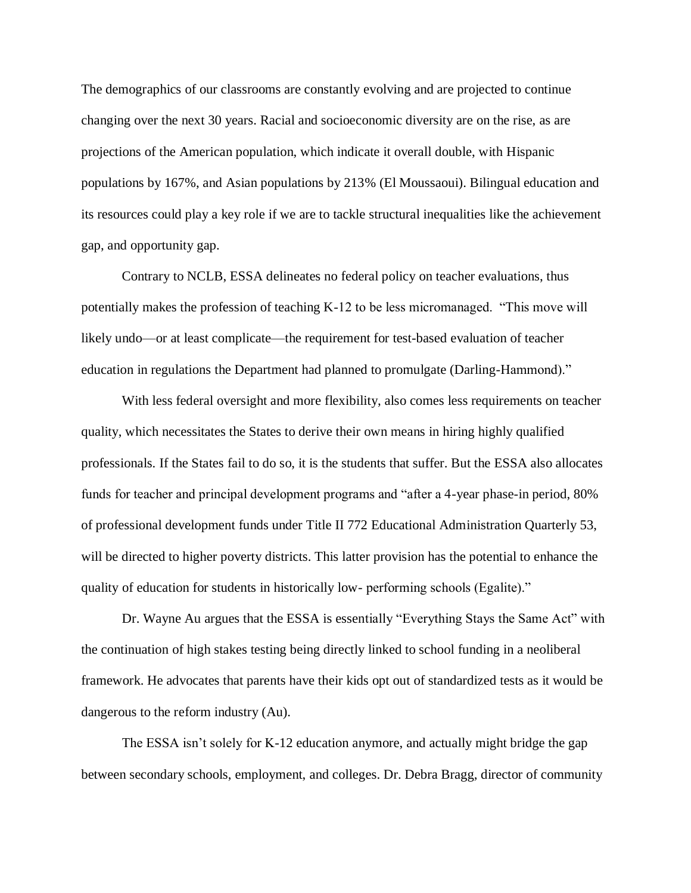The demographics of our classrooms are constantly evolving and are projected to continue changing over the next 30 years. Racial and socioeconomic diversity are on the rise, as are projections of the American population, which indicate it overall double, with Hispanic populations by 167%, and Asian populations by 213% (El Moussaoui). Bilingual education and its resources could play a key role if we are to tackle structural inequalities like the achievement gap, and opportunity gap.

Contrary to NCLB, ESSA delineates no federal policy on teacher evaluations, thus potentially makes the profession of teaching K-12 to be less micromanaged. "This move will likely undo—or at least complicate—the requirement for test-based evaluation of teacher education in regulations the Department had planned to promulgate (Darling-Hammond)."

With less federal oversight and more flexibility, also comes less requirements on teacher quality, which necessitates the States to derive their own means in hiring highly qualified professionals. If the States fail to do so, it is the students that suffer. But the ESSA also allocates funds for teacher and principal development programs and "after a 4-year phase-in period, 80% of professional development funds under Title II 772 Educational Administration Quarterly 53, will be directed to higher poverty districts. This latter provision has the potential to enhance the quality of education for students in historically low- performing schools (Egalite)."

Dr. Wayne Au argues that the ESSA is essentially "Everything Stays the Same Act" with the continuation of high stakes testing being directly linked to school funding in a neoliberal framework. He advocates that parents have their kids opt out of standardized tests as it would be dangerous to the reform industry (Au).

The ESSA isn't solely for K-12 education anymore, and actually might bridge the gap between secondary schools, employment, and colleges. Dr. Debra Bragg, director of community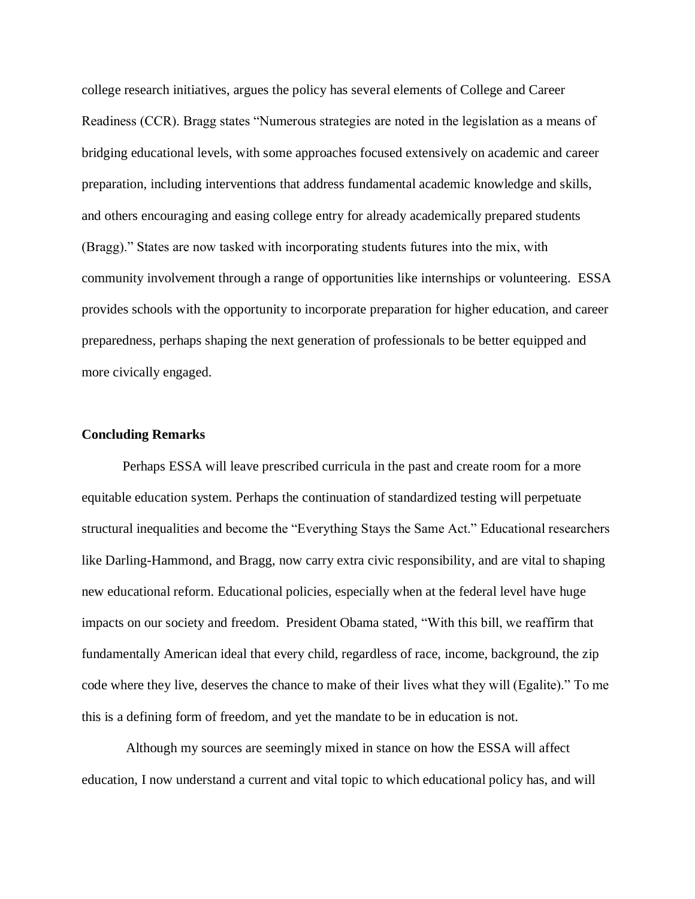college research initiatives, argues the policy has several elements of College and Career Readiness (CCR). Bragg states "Numerous strategies are noted in the legislation as a means of bridging educational levels, with some approaches focused extensively on academic and career preparation, including interventions that address fundamental academic knowledge and skills, and others encouraging and easing college entry for already academically prepared students (Bragg)." States are now tasked with incorporating students futures into the mix, with community involvement through a range of opportunities like internships or volunteering. ESSA provides schools with the opportunity to incorporate preparation for higher education, and career preparedness, perhaps shaping the next generation of professionals to be better equipped and more civically engaged.

**Concluding Remarks**

Perhaps ESSA will leave prescribed curricula in the past and create room for a more equitable education system. Perhaps the continuation of standardized testing will perpetuate structural inequalities and become the "Everything Stays the Same Act." Educational researchers like Darling-Hammond, and Bragg, now carry extra civic responsibility, and are vital to shaping new educational reform. Educational policies, especially when at the federal level have huge impacts on our society and freedom. President Obama stated, "With this bill, we reaffirm that fundamentally American ideal that every child, regardless of race, income, background, the zip code where they live, deserves the chance to make of their lives what they will (Egalite)." To me this is a defining form of freedom, and yet the mandate to be in education is not.

Although my sources are seemingly mixed in stance on how the ESSA will affect education, I now understand a current and vital topic to which educational policy has, and will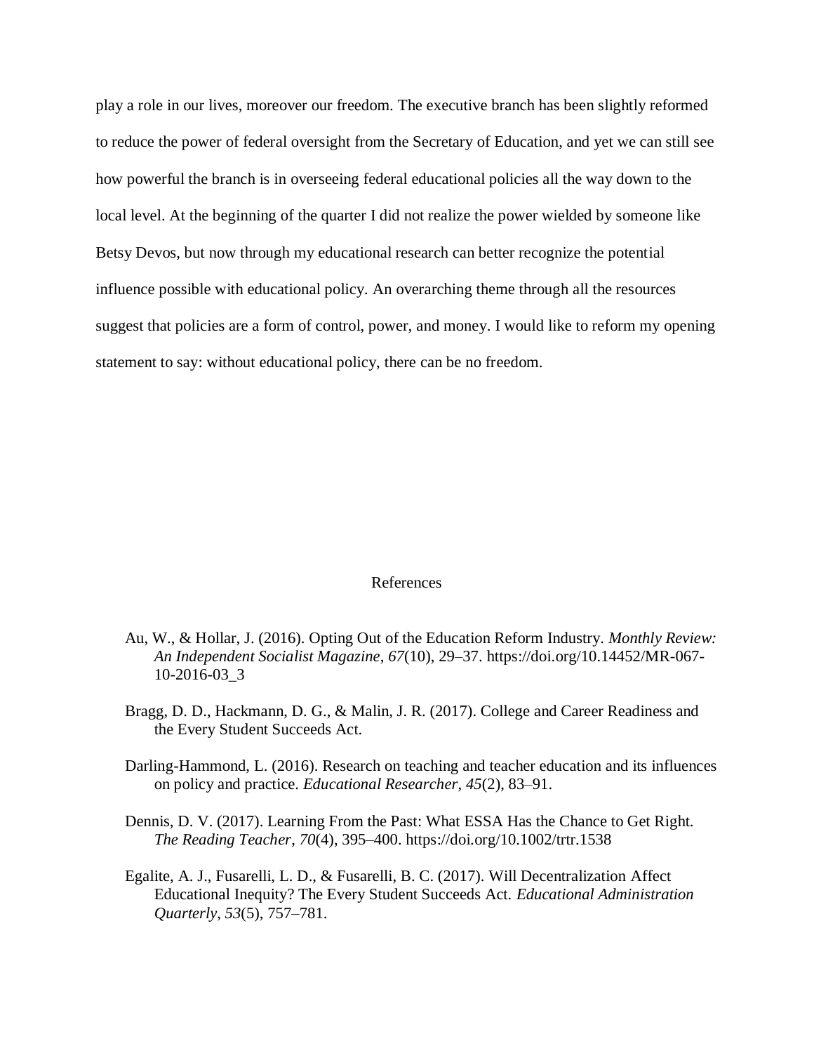play a role in our lives, moreover our freedom. The executive branch has been slightly reformed to reduce the power of federal oversight from the Secretary of Education, and yet we can still see how powerful the branch is in overseeing federal educational policies all the way down to the local level. At the beginning of the quarter I did not realize the power wielded by someone like Betsy Devos, but now through my educational research can better recognize the potential influence possible with educational policy. An overarching theme through all the resources suggest that policies are a form of control, power, and money. I would like to reform my opening statement to say: without educational policy, there can be no freedom.

## References

Au, W., & Hollar, J. (2016). Opting Out of the Education Reform Industry. *Monthly Review: An Independent Socialist Magazine*, *67*(10), 29–37. https://doi.org/10.14452/MR-067-10-2016-03_3

Bragg, D. D., Hackmann, D. G., & Malin, J. R. (2017). College and Career Readiness and the Every Student Succeeds Act.

Darling-Hammond, L. (2016). Research on teaching and teacher education and its influences on policy and practice. *Educational Researcher*, *45*(2), 83–91.

Dennis, D. V. (2017). Learning From the Past: What ESSA Has the Chance to Get Right. *The Reading Teacher*, *70*(4), 395–400. https://doi.org/10.1002/trtr.1538

Egalite, A. J., Fusarelli, L. D., & Fusarelli, B. C. (2017). Will Decentralization Affect Educational Inequity? The Every Student Succeeds Act. *Educational Administration Quarterly*, *53*(5), 757–781.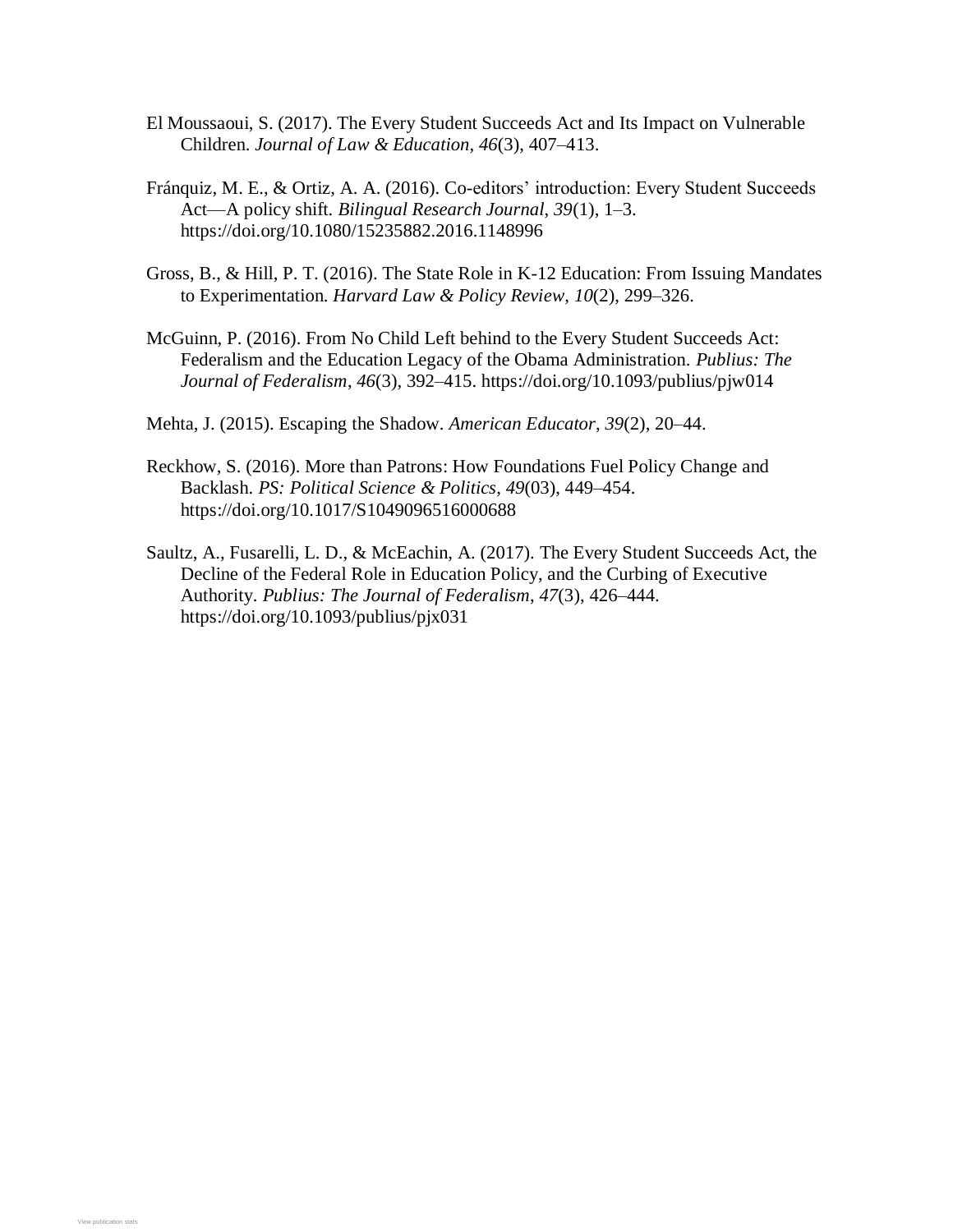El Moussaoui, S. (2017). The Every Student Succeeds Act and Its Impact on Vulnerable Children. *Journal of Law & Education*, *46*(3), 407–413.

Fránquiz, M. E., & Ortiz, A. A. (2016). Co-editors' introduction: Every Student Succeeds Act—A policy shift. *Bilingual Research Journal*, *39*(1), 1–3. https://doi.org/10.1080/15235882.2016.1148996

Gross, B., & Hill, P. T. (2016). The State Role in K-12 Education: From Issuing Mandates to Experimentation. *Harvard Law & Policy Review*, *10*(2), 299–326.

McGuinn, P. (2016). From No Child Left behind to the Every Student Succeeds Act: Federalism and the Education Legacy of the Obama Administration. *Publius: The Journal of Federalism*, *46*(3), 392–415. https://doi.org/10.1093/publius/pjw014

Mehta, J. (2015). Escaping the Shadow. *American Educator*, *39*(2), 20–44.

Reckhow, S. (2016). More than Patrons: How Foundations Fuel Policy Change and Backlash. *PS: Political Science & Politics*, *49*(03), 449–454. https://doi.org/10.1017/S1049096516000688

Saultz, A., Fusarelli, L. D., & McEachin, A. (2017). The Every Student Succeeds Act, the Decline of the Federal Role in Education Policy, and the Curbing of Executive Authority. *Publius: The Journal of Federalism*, *47*(3), 426–444. https://doi.org/10.1093/publius/pjx031